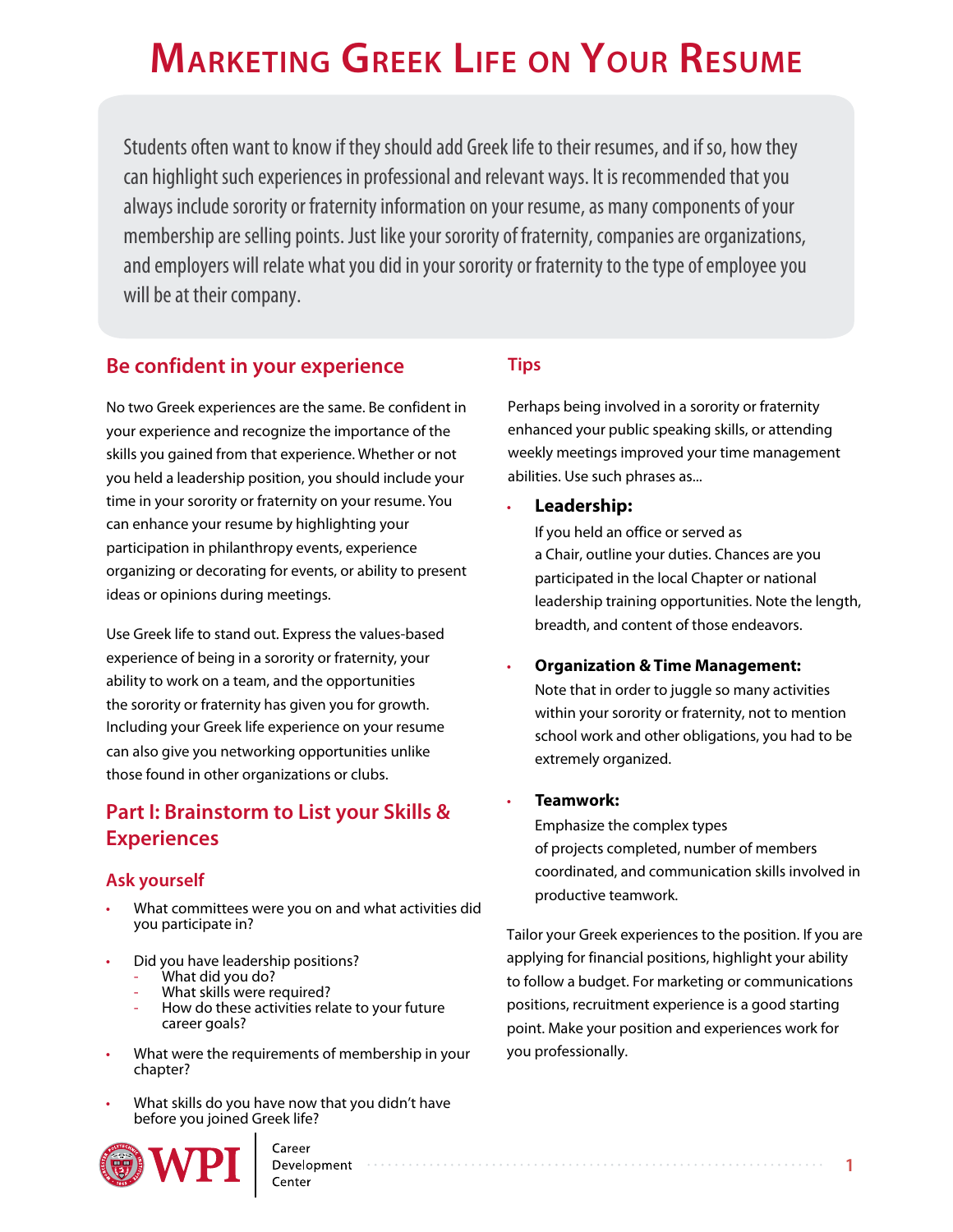# Marketing Greek Life on Your Resume

Students often want to know if they should add Greek life to their resumes, and if so, how they can highlight such experiences in professional and relevant ways. It is recommended that you always include sorority or fraternity information on your resume, as many components of your membership are selling points. Just like your sorority of fraternity, companies are organizations, and employers will relate what you did in your sorority or fraternity to the type of employee you will be at their company.

## Be confident in your experience

No two Greek experiences are the same. Be confident in your experience and recognize the importance of the skills you gained from that experience. Whether or not you held a leadership position, you should include your time in your sorority or fraternity on your resume. You can enhance your resume by highlighting your participation in philanthropy events, experience organizing or decorating for events, or ability to present ideas or opinions during meetings.

Use Greek life to stand out. Express the values-based experience of being in a sorority or fraternity, your ability to work on a team, and the opportunities the sorority or fraternity has given you for growth. Including your Greek life experience on your resume can also give you networking opportunities unlike those found in other organizations or clubs.

## Part I: Brainstorm to List your Skills & Experiences

### Ask yourself

- What committees were you on and what activities did you participate in?
- Did you have leadership positions?
  - What did you do?
  - What skills were required?
  - How do these activities relate to your future career goals?
- What were the requirements of membership in your chapter?
- What skills do you have now that you didn't have before you joined Greek life?

### Tips

Perhaps being involved in a sorority or fraternity enhanced your public speaking skills, or attending weekly meetings improved your time management abilities. Use such phrases as...

- **Leadership:**
  If you held an office or served as a Chair, outline your duties. Chances are you participated in the local Chapter or national leadership training opportunities. Note the length, breadth, and content of those endeavors.
- **Organization & Time Management:**
  Note that in order to juggle so many activities within your sorority or fraternity, not to mention school work and other obligations, you had to be extremely organized.
- **Teamwork:**
  Emphasize the complex types of projects completed, number of members coordinated, and communication skills involved in productive teamwork.

Tailor your Greek experiences to the position. If you are applying for financial positions, highlight your ability to follow a budget. For marketing or communications positions, recruitment experience is a good starting point. Make your position and experiences work for you professionally.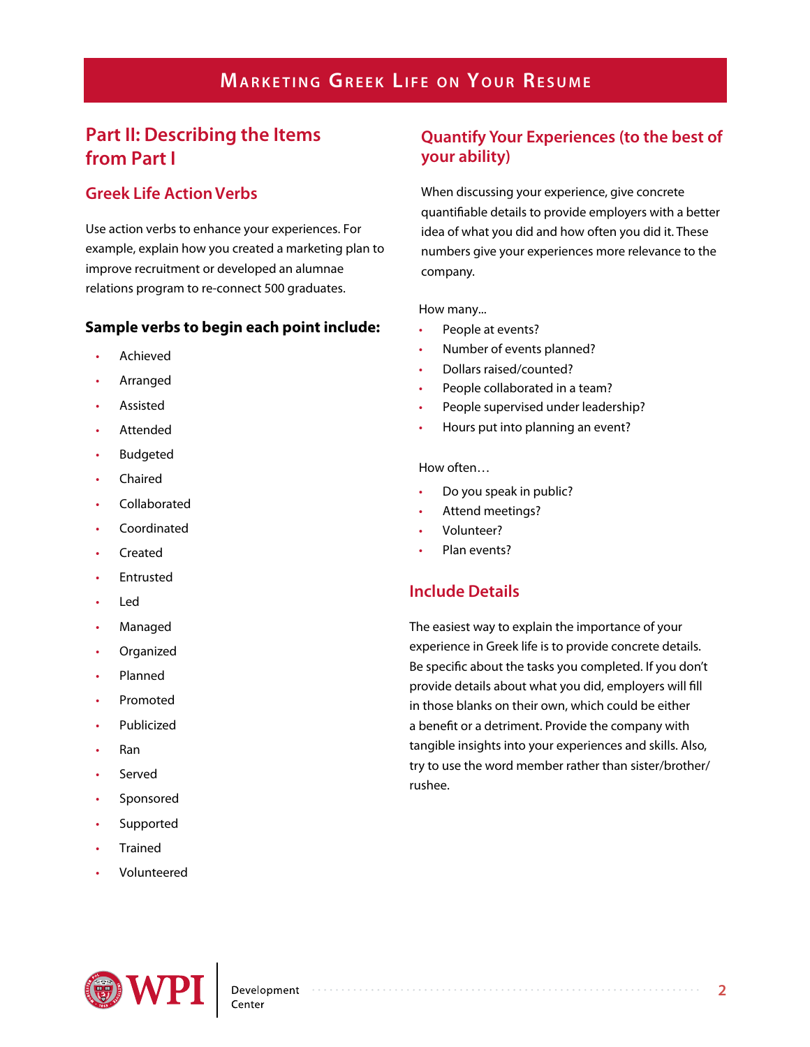## Part II: Describing the Items from Part I

### Greek Life Action Verbs

Use action verbs to enhance your experiences. For example, explain how you created a marketing plan to improve recruitment or developed an alumnae relations program to re-connect 500 graduates.

**Sample verbs to begin each point include:**

- Achieved
- Arranged
- Assisted
- Attended
- Budgeted
- Chaired
- Collaborated
- Coordinated
- Created
- Entrusted
- Led
- Managed
- Organized
- Planned
- Promoted
- Publicized
- Ran
- Served
- Sponsored
- Supported
- Trained
- Volunteered

### Quantify Your Experiences (to the best of your ability)

When discussing your experience, give concrete quantifiable details to provide employers with a better idea of what you did and how often you did it. These numbers give your experiences more relevance to the company.

How many...

- People at events?
- Number of events planned?
- Dollars raised/counted?
- People collaborated in a team?
- People supervised under leadership?
- Hours put into planning an event?

How often…

- Do you speak in public?
- Attend meetings?
- Volunteer?
- Plan events?

### Include Details

The easiest way to explain the importance of your experience in Greek life is to provide concrete details. Be specific about the tasks you completed. If you don't provide details about what you did, employers will fill in those blanks on their own, which could be either a benefit or a detriment. Provide the company with tangible insights into your experiences and skills. Also, try to use the word member rather than sister/brother/rushee.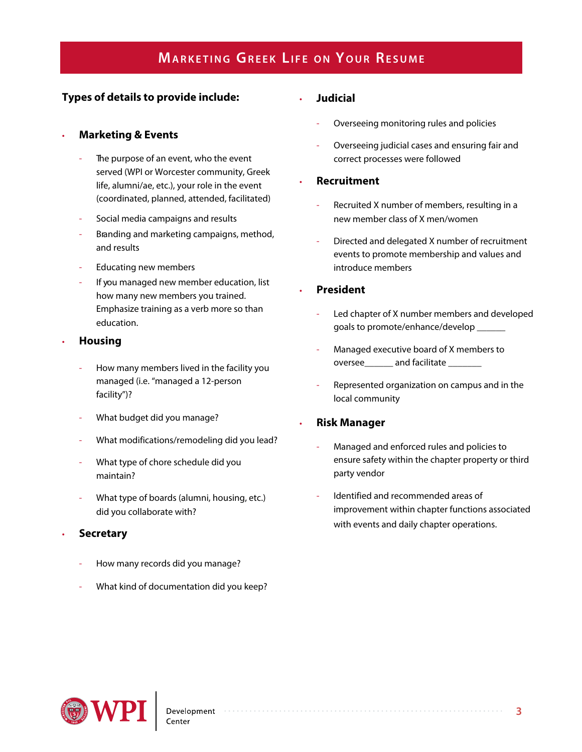# Marketing Greek Life on Your Resume

**Types of details to provide include:**

- **Marketing & Events**
  - The purpose of an event, who the event served (WPI or Worcester community, Greek life, alumni/ae, etc.), your role in the event (coordinated, planned, attended, facilitated)
  - Social media campaigns and results
  - Branding and marketing campaigns, method, and results
  - Educating new members
  - If you managed new member education, list how many new members you trained. Emphasize training as a verb more so than education.
- **Housing**
  - How many members lived in the facility you managed (i.e. "managed a 12-person facility")?
  - What budget did you manage?
  - What modifications/remodeling did you lead?
  - What type of chore schedule did you maintain?
  - What type of boards (alumni, housing, etc.) did you collaborate with?
- **Secretary**
  - How many records did you manage?
  - What kind of documentation did you keep?
- **Judicial**
  - Overseeing monitoring rules and policies
  - Overseeing judicial cases and ensuring fair and correct processes were followed
- **Recruitment**
  - Recruited X number of members, resulting in a new member class of X men/women
  - Directed and delegated X number of recruitment events to promote membership and values and introduce members
- **President**
  - Led chapter of X number members and developed goals to promote/enhance/develop ______
  - Managed executive board of X members to oversee______ and facilitate _______
  - Represented organization on campus and in the local community
- **Risk Manager**
  - Managed and enforced rules and policies to ensure safety within the chapter property or third party vendor
  - Identified and recommended areas of improvement within chapter functions associated with events and daily chapter operations.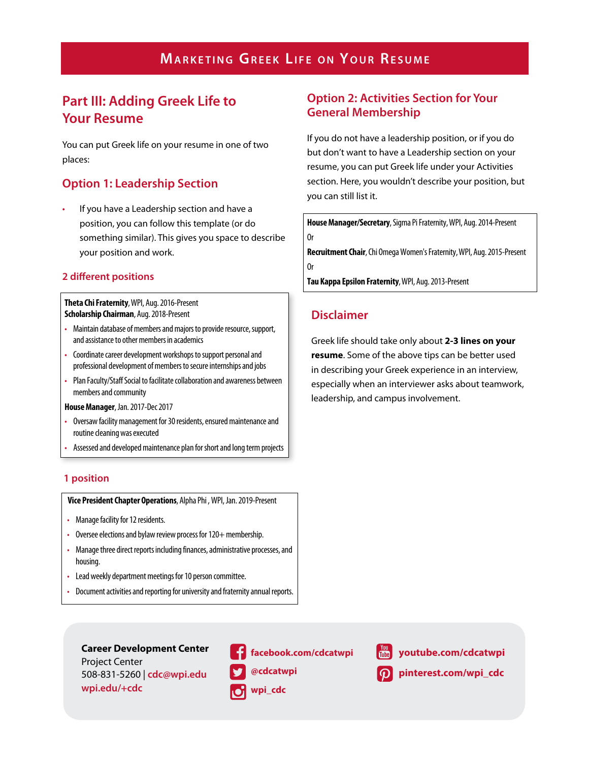# Marketing Greek Life on Your Resume

## Part III: Adding Greek Life to Your Resume

You can put Greek life on your resume in one of two places:

### Option 1: Leadership Section

- If you have a Leadership section and have a position, you can follow this template (or do something similar). This gives you space to describe your position and work.

#### 2 different positions

**Theta Chi Fraternity**, WPI, Aug. 2016-Present
**Scholarship Chairman**, Aug. 2018-Present

- Maintain database of members and majors to provide resource, support, and assistance to other members in academics
- Coordinate career development workshops to support personal and professional development of members to secure internships and jobs
- Plan Faculty/Staff Social to facilitate collaboration and awareness between members and community

**House Manager**, Jan. 2017-Dec 2017

- Oversaw facility management for 30 residents, ensured maintenance and routine cleaning was executed
- Assessed and developed maintenance plan for short and long term projects

#### 1 position

**Vice President Chapter Operations**, Alpha Phi , WPI, Jan. 2019-Present

- Manage facility for 12 residents.
- Oversee elections and bylaw review process for 120+ membership.
- Manage three direct reports including finances, administrative processes, and housing.
- Lead weekly department meetings for 10 person committee.
- Document activities and reporting for university and fraternity annual reports.

### Option 2: Activities Section for Your General Membership

If you do not have a leadership position, or if you do but don't want to have a Leadership section on your resume, you can put Greek life under your Activities section. Here, you wouldn't describe your position, but you can still list it.

**House Manager/Secretary**, Sigma Pi Fraternity, WPI, Aug. 2014-Present
Or
**Recruitment Chair**, Chi Omega Women's Fraternity, WPI, Aug. 2015-Present
Or
**Tau Kappa Epsilon Fraternity**, WPI, Aug. 2013-Present

### Disclaimer

Greek life should take only about **2-3 lines on your resume**. Some of the above tips can be better used in describing your Greek experience in an interview, especially when an interviewer asks about teamwork, leadership, and campus involvement.

**Career Development Center**
Project Center
508-831-5260 | cdc@wpi.edu
wpi.edu/+cdc

facebook.com/cdcatwpi
@cdcatwpi
wpi_cdc
youtube.com/cdcatwpi
pinterest.com/wpi_cdc